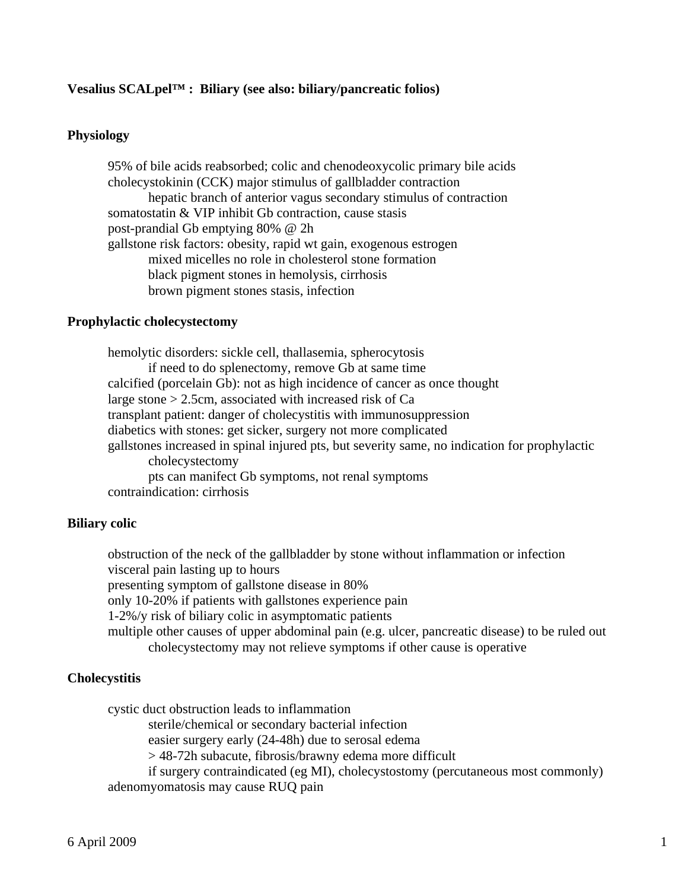**Vesalius SCALpel™ : Biliary (see also: biliary/pancreatic folios)**

## Physiology

- 95% of bile acids reabsorbed; colic and chenodeoxycolic primary bile acids
- cholecystokinin (CCK) major stimulus of gallbladder contraction
  - hepatic branch of anterior vagus secondary stimulus of contraction
- somatostatin & VIP inhibit Gb contraction, cause stasis
- post-prandial Gb emptying 80% @ 2h
- gallstone risk factors: obesity, rapid wt gain, exogenous estrogen
  - mixed micelles no role in cholesterol stone formation
  - black pigment stones in hemolysis, cirrhosis
  - brown pigment stones stasis, infection

## Prophylactic cholecystectomy

- hemolytic disorders: sickle cell, thallasemia, spherocytosis
  - if need to do splenectomy, remove Gb at same time
- calcified (porcelain Gb): not as high incidence of cancer as once thought
- large stone > 2.5cm, associated with increased risk of Ca
- transplant patient: danger of cholecystitis with immunosuppression
- diabetics with stones: get sicker, surgery not more complicated
- gallstones increased in spinal injured pts, but severity same, no indication for prophylactic cholecystectomy
  - pts can manifect Gb symptoms, not renal symptoms
- contraindication: cirrhosis

## Biliary colic

- obstruction of the neck of the gallbladder by stone without inflammation or infection
- visceral pain lasting up to hours
- presenting symptom of gallstone disease in 80%
- only 10-20% if patients with gallstones experience pain
- 1-2%/y risk of biliary colic in asymptomatic patients
- multiple other causes of upper abdominal pain (e.g. ulcer, pancreatic disease) to be ruled out
  - cholecystectomy may not relieve symptoms if other cause is operative

## Cholecystitis

- cystic duct obstruction leads to inflammation
  - sterile/chemical or secondary bacterial infection
  - easier surgery early (24-48h) due to serosal edema
  - > 48-72h subacute, fibrosis/brawny edema more difficult
  - if surgery contraindicated (eg MI), cholecystostomy (percutaneous most commonly)
- adenomyomatosis may cause RUQ pain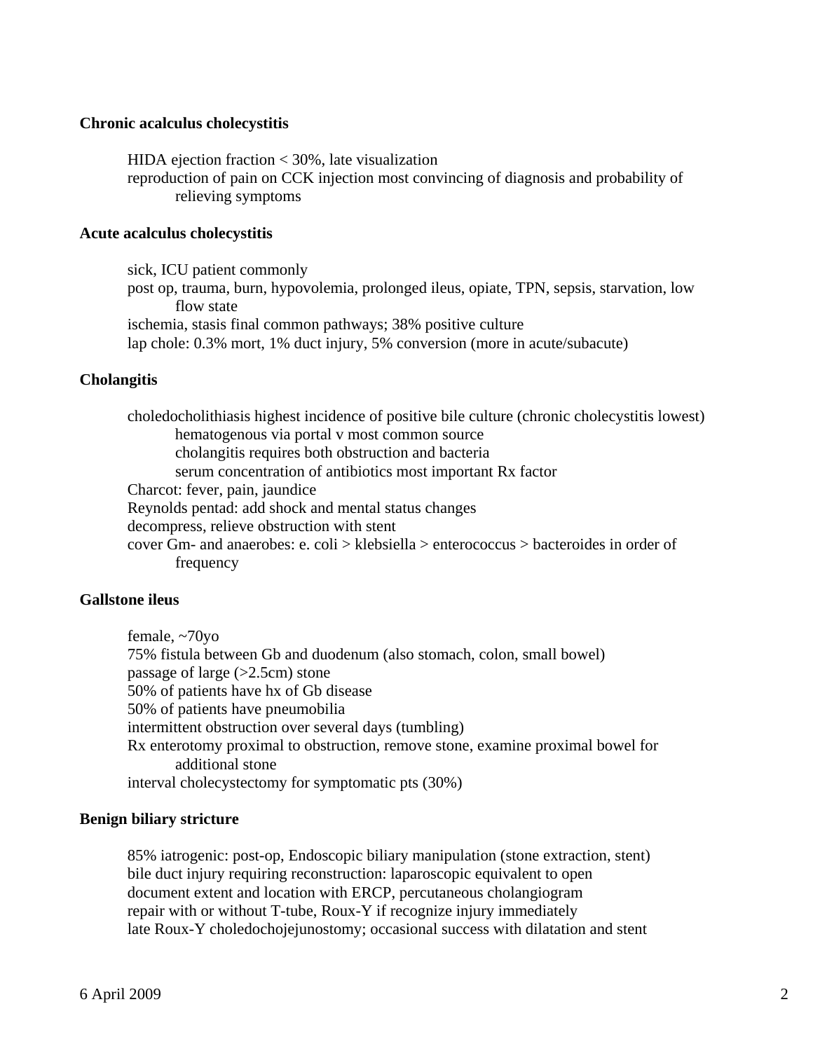**Chronic acalculus cholecystitis**

HIDA ejection fraction < 30%, late visualization
reproduction of pain on CCK injection most convincing of diagnosis and probability of relieving symptoms

**Acute acalculus cholecystitis**

sick, ICU patient commonly
post op, trauma, burn, hypovolemia, prolonged ileus, opiate, TPN, sepsis, starvation, low flow state
ischemia, stasis final common pathways; 38% positive culture
lap chole: 0.3% mort, 1% duct injury, 5% conversion (more in acute/subacute)

**Cholangitis**

choledocholithiasis highest incidence of positive bile culture (chronic cholecystitis lowest)
- hematogenous via portal v most common source
- cholangitis requires both obstruction and bacteria
- serum concentration of antibiotics most important Rx factor

Charcot: fever, pain, jaundice
Reynolds pentad: add shock and mental status changes
decompress, relieve obstruction with stent
cover Gm- and anaerobes: e. coli > klebsiella > enterococcus > bacteroides in order of frequency

**Gallstone ileus**

female, ~70yo
75% fistula between Gb and duodenum (also stomach, colon, small bowel)
passage of large (>2.5cm) stone
50% of patients have hx of Gb disease
50% of patients have pneumobilia
intermittent obstruction over several days (tumbling)
Rx enterotomy proximal to obstruction, remove stone, examine proximal bowel for additional stone
interval cholecystectomy for symptomatic pts (30%)

**Benign biliary stricture**

85% iatrogenic: post-op, Endoscopic biliary manipulation (stone extraction, stent)
bile duct injury requiring reconstruction: laparoscopic equivalent to open
document extent and location with ERCP, percutaneous cholangiogram
repair with or without T-tube, Roux-Y if recognize injury immediately
late Roux-Y choledochojejunostomy; occasional success with dilatation and stent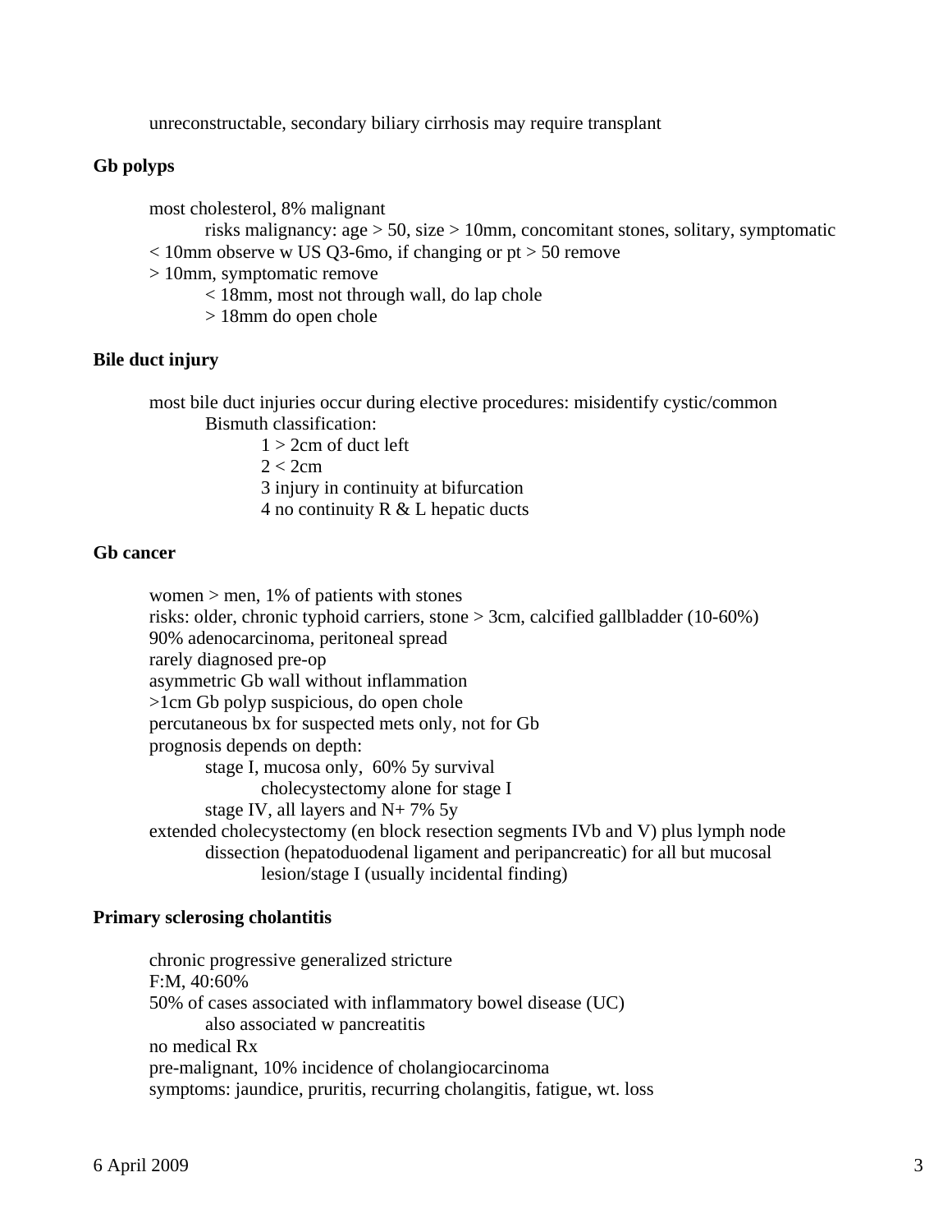unreconstructable, secondary biliary cirrhosis may require transplant

**Gb polyps**

- most cholesterol, 8% malignant
  - risks malignancy: age > 50, size > 10mm, concomitant stones, solitary, symptomatic
- < 10mm observe w US Q3-6mo, if changing or pt > 50 remove
- > 10mm, symptomatic remove
  - < 18mm, most not through wall, do lap chole
  - > 18mm do open chole

**Bile duct injury**

- most bile duct injuries occur during elective procedures: misidentify cystic/common
  - Bismuth classification:
    - 1 > 2cm of duct left
    - 2 < 2cm
    - 3 injury in continuity at bifurcation
    - 4 no continuity R & L hepatic ducts

**Gb cancer**

- women > men, 1% of patients with stones
- risks: older, chronic typhoid carriers, stone > 3cm, calcified gallbladder (10-60%)
- 90% adenocarcinoma, peritoneal spread
- rarely diagnosed pre-op
- asymmetric Gb wall without inflammation
- >1cm Gb polyp suspicious, do open chole
- percutaneous bx for suspected mets only, not for Gb
- prognosis depends on depth:
  - stage I, mucosa only, 60% 5y survival
    - cholecystectomy alone for stage I
  - stage IV, all layers and N+ 7% 5y
- extended cholecystectomy (en block resection segments IVb and V) plus lymph node
  - dissection (hepatoduodenal ligament and peripancreatic) for all but mucosal
    - lesion/stage I (usually incidental finding)

**Primary sclerosing cholantitis**

- chronic progressive generalized stricture
- F:M, 40:60%
- 50% of cases associated with inflammatory bowel disease (UC)
  - also associated w pancreatitis
- no medical Rx
- pre-malignant, 10% incidence of cholangiocarcinoma
- symptoms: jaundice, pruritis, recurring cholangitis, fatigue, wt. loss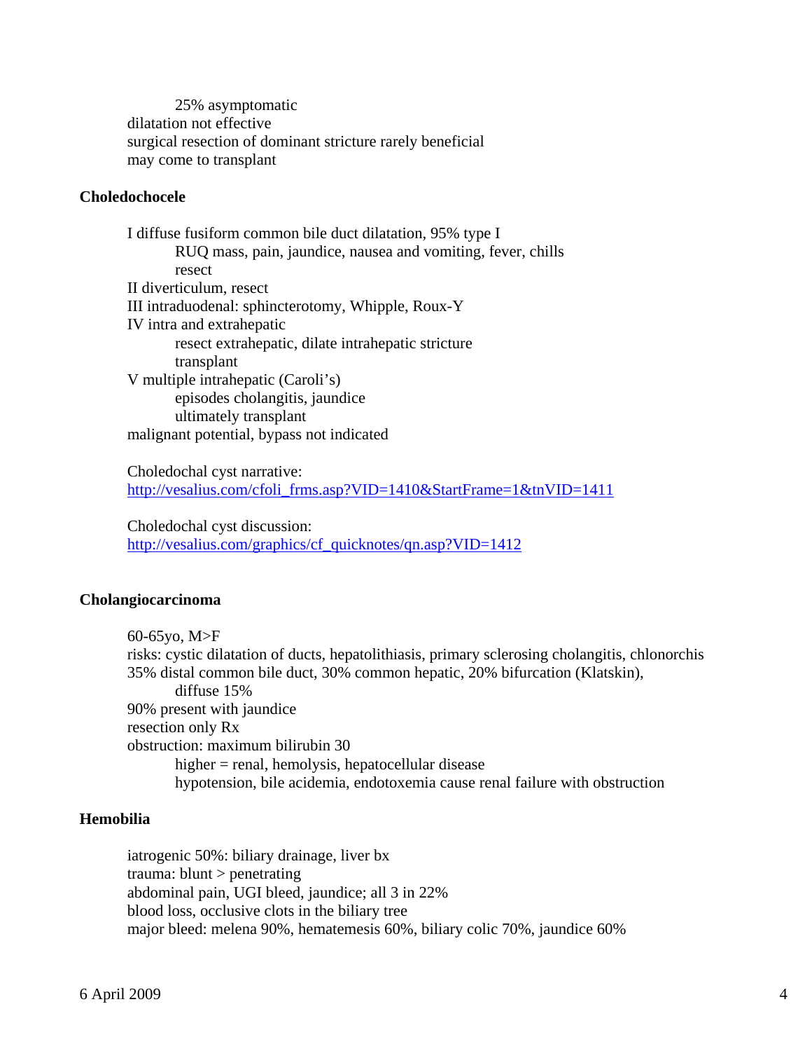- 25% asymptomatic
- dilatation not effective
- surgical resection of dominant stricture rarely beneficial
- may come to transplant

**Choledochocele**

- I diffuse fusiform common bile duct dilatation, 95% type I
    - RUQ mass, pain, jaundice, nausea and vomiting, fever, chills
    - resect
- II diverticulum, resect
- III intraduodenal: sphincterotomy, Whipple, Roux-Y
- IV intra and extrahepatic
    - resect extrahepatic, dilate intrahepatic stricture
    - transplant
- V multiple intrahepatic (Caroli's)
    - episodes cholangitis, jaundice
    - ultimately transplant
- malignant potential, bypass not indicated

Choledochal cyst narrative:
http://vesalius.com/cfoli_frms.asp?VID=1410&StartFrame=1&tnVID=1411

Choledochal cyst discussion:
http://vesalius.com/graphics/cf_quicknotes/qn.asp?VID=1412

**Cholangiocarcinoma**

- 60-65yo, M>F
- risks: cystic dilatation of ducts, hepatolithiasis, primary sclerosing cholangitis, chlonorchis
- 35% distal common bile duct, 30% common hepatic, 20% bifurcation (Klatskin),
    - diffuse 15%
- 90% present with jaundice
- resection only Rx
- obstruction: maximum bilirubin 30
    - higher = renal, hemolysis, hepatocellular disease
    - hypotension, bile acidemia, endotoxemia cause renal failure with obstruction

**Hemobilia**

- iatrogenic 50%: biliary drainage, liver bx
- trauma: blunt > penetrating
- abdominal pain, UGI bleed, jaundice; all 3 in 22%
- blood loss, occlusive clots in the biliary tree
- major bleed: melena 90%, hematemesis 60%, biliary colic 70%, jaundice 60%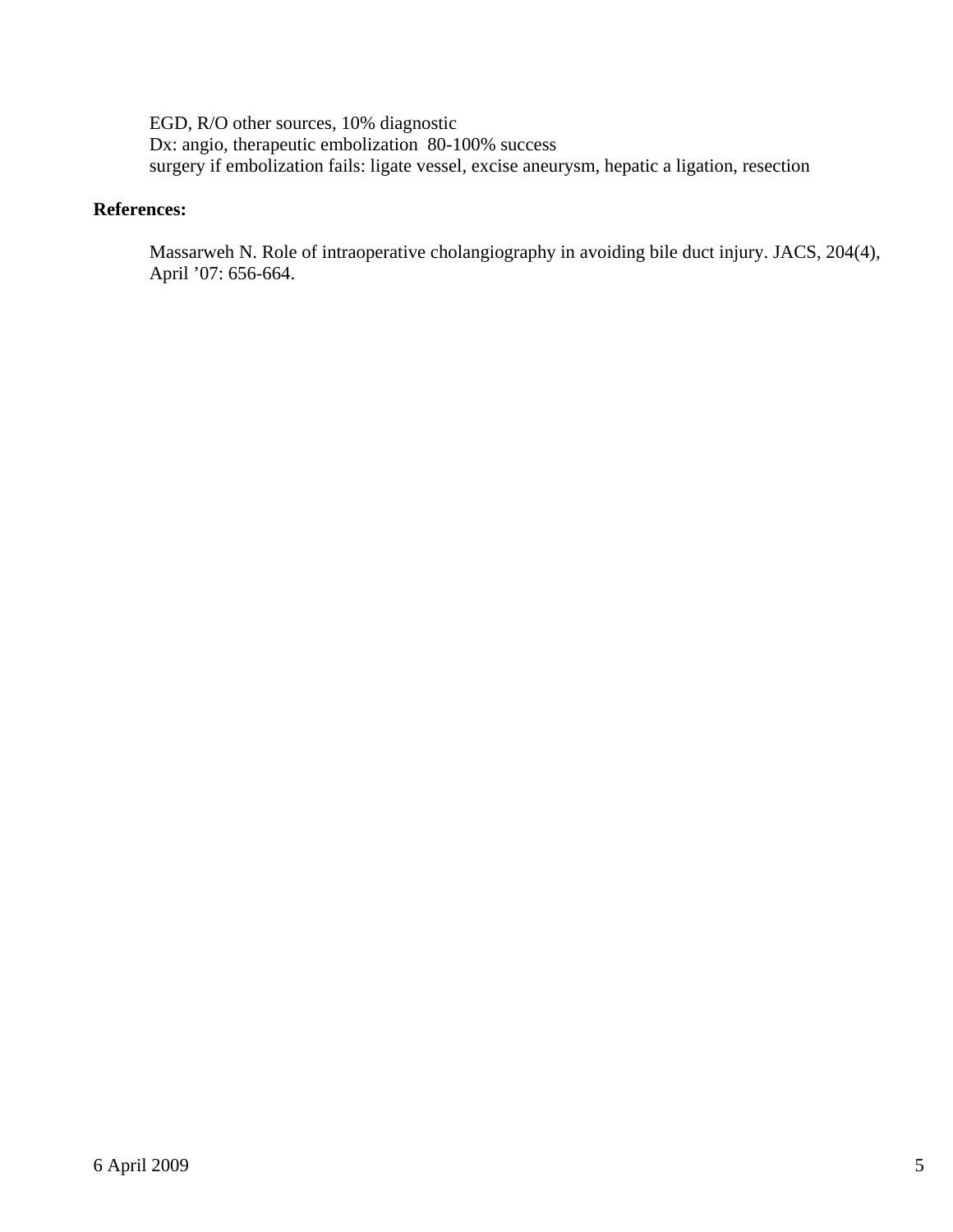EGD, R/O other sources, 10% diagnostic
Dx: angio, therapeutic embolization 80-100% success
surgery if embolization fails: ligate vessel, excise aneurysm, hepatic a ligation, resection

**References:**

Massarweh N. Role of intraoperative cholangiography in avoiding bile duct injury. JACS, 204(4), April ’07: 656-664.